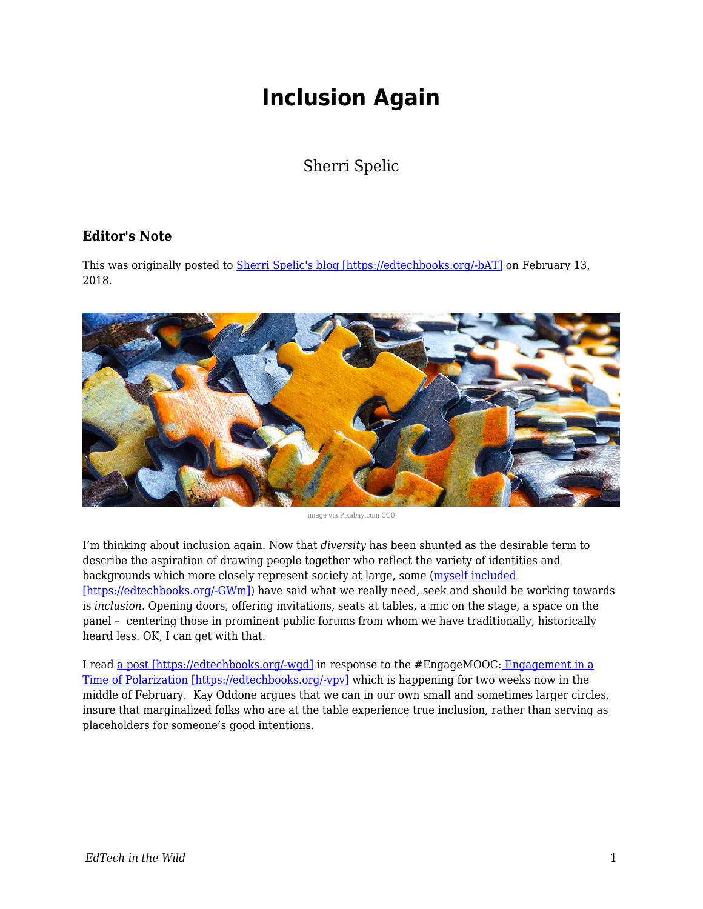# Inclusion Again

Sherri Spelic

### Editor's Note

This was originally posted to [Sherri Spelic's blog [https://edtechbooks.org/-bAT]](https://edtechbooks.org/-bAT) on February 13, 2018.

image via Pixabay.com CC0

I'm thinking about inclusion again. Now that *diversity* has been shunted as the desirable term to describe the aspiration of drawing people together who reflect the variety of identities and backgrounds which more closely represent society at large, some ([myself included [https://edtechbooks.org/-GWm]](https://edtechbooks.org/-GWm)) have said what we really need, seek and should be working towards is *inclusion*. Opening doors, offering invitations, seats at tables, a mic on the stage, a space on the panel – centering those in prominent public forums from whom we have traditionally, historically heard less. OK, I can get with that.

I read [a post [https://edtechbooks.org/-wgd]](https://edtechbooks.org/-wgd) in response to the #EngageMOOC: [Engagement in a Time of Polarization [https://edtechbooks.org/-vpv]](https://edtechbooks.org/-vpv) which is happening for two weeks now in the middle of February. Kay Oddone argues that we can in our own small and sometimes larger circles, insure that marginalized folks who are at the table experience true inclusion, rather than serving as placeholders for someone's good intentions.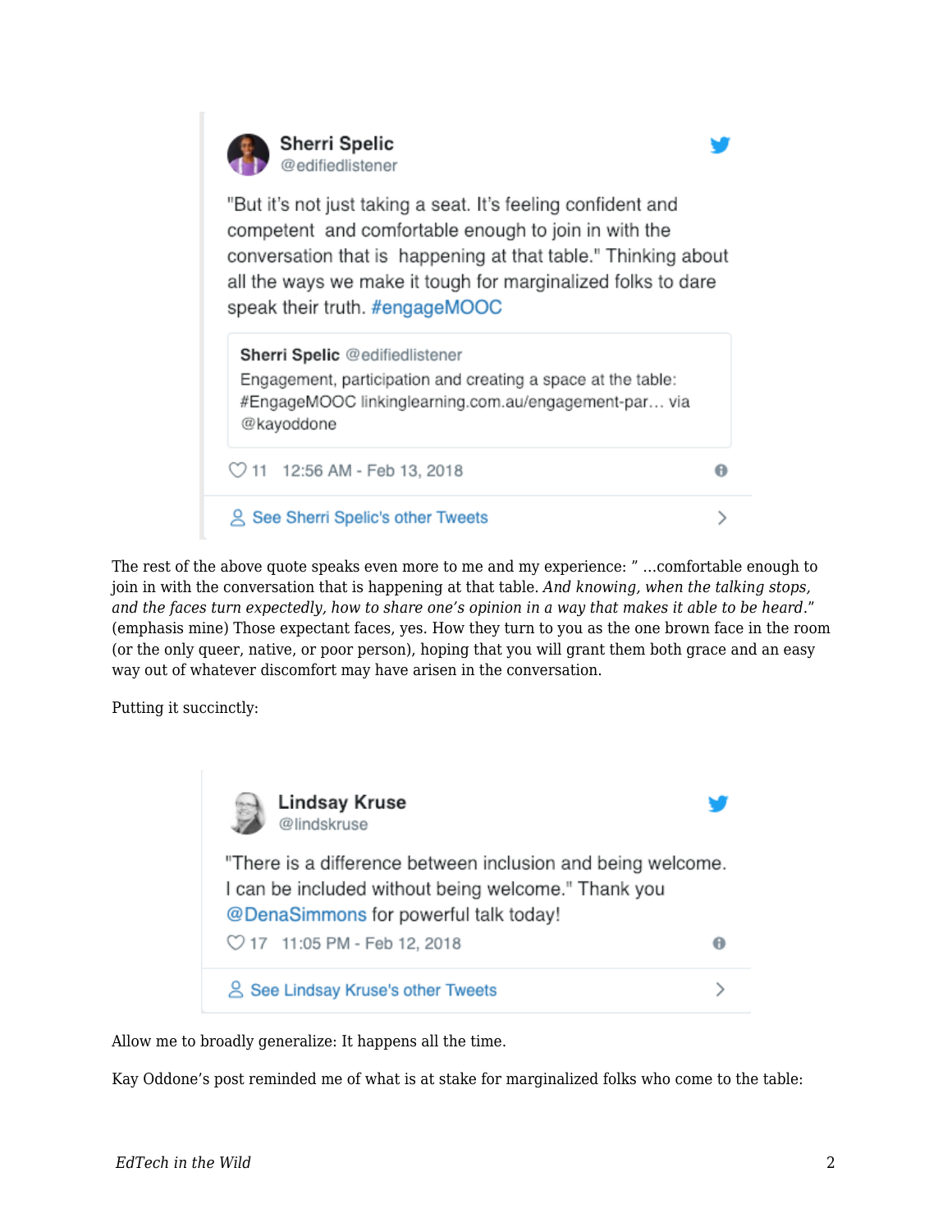> **Sherri Spelic** @edifiedlistener
>
> "But it's not just taking a seat. It's feeling confident and competent and comfortable enough to join in with the conversation that is happening at that table." Thinking about all the ways we make it tough for marginalized folks to dare speak their truth. #engageMOOC
>
> > **Sherri Spelic** @edifiedlistener
> > Engagement, participation and creating a space at the table: #EngageMOOC linkinglearning.com.au/engagement-par… via @kayoddone
>
> 11 12:56 AM - Feb 13, 2018
>
> See Sherri Spelic's other Tweets

The rest of the above quote speaks even more to me and my experience: " …comfortable enough to join in with the conversation that is happening at that table. *And knowing, when the talking stops, and the faces turn expectedly, how to share one's opinion in a way that makes it able to be heard*." (emphasis mine) Those expectant faces, yes. How they turn to you as the one brown face in the room (or the only queer, native, or poor person), hoping that you will grant them both grace and an easy way out of whatever discomfort may have arisen in the conversation.

Putting it succinctly:

> **Lindsay Kruse** @lindskruse
>
> "There is a difference between inclusion and being welcome. I can be included without being welcome." Thank you @DenaSimmons for powerful talk today!
>
> 17 11:05 PM - Feb 12, 2018
>
> See Lindsay Kruse's other Tweets

Allow me to broadly generalize: It happens all the time.

Kay Oddone's post reminded me of what is at stake for marginalized folks who come to the table: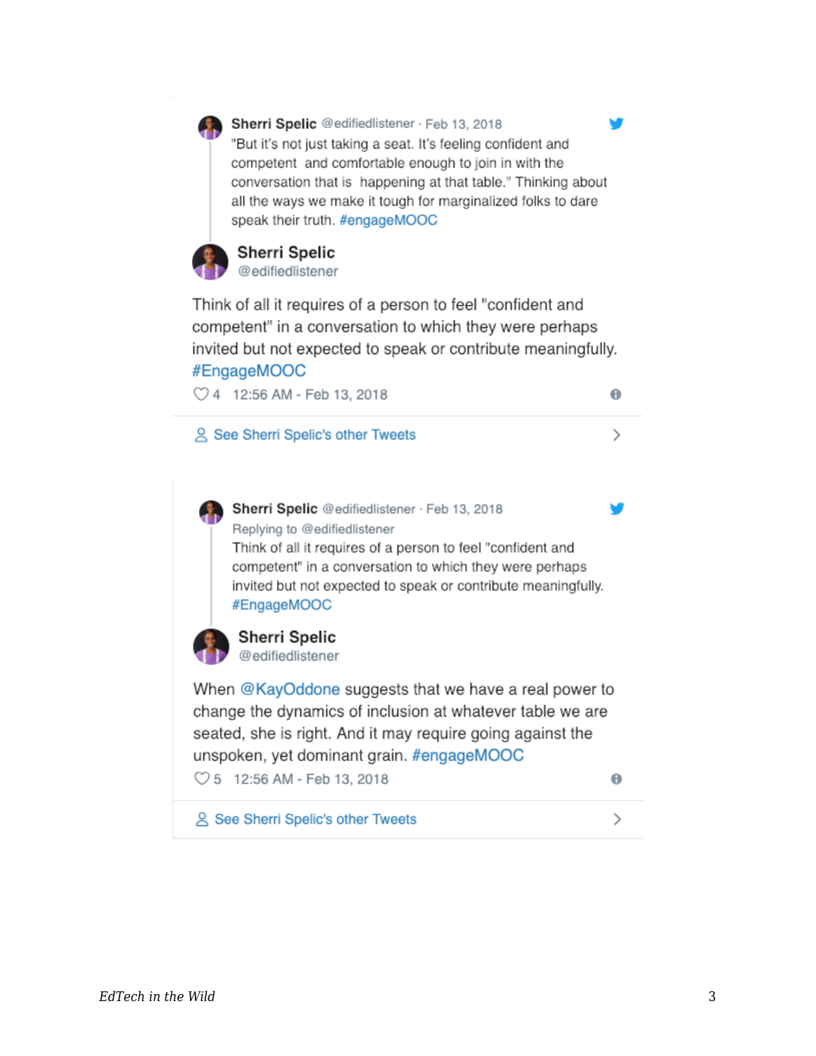Sherri Spelic @edifiedlistener · Feb 13, 2018

"But it's not just taking a seat. It's feeling confident and competent and comfortable enough to join in with the conversation that is happening at that table." Thinking about all the ways we make it tough for marginalized folks to dare speak their truth. #engageMOOC

**Sherri Spelic**
@edifiedlistener

Think of all it requires of a person to feel "confident and competent" in a conversation to which they were perhaps invited but not expected to speak or contribute meaningfully. #EngageMOOC

4 12:56 AM - Feb 13, 2018

See Sherri Spelic's other Tweets

Sherri Spelic @edifiedlistener · Feb 13, 2018

Replying to @edifiedlistener

Think of all it requires of a person to feel "confident and competent" in a conversation to which they were perhaps invited but not expected to speak or contribute meaningfully. #EngageMOOC

**Sherri Spelic**
@edifiedlistener

When @KayOddone suggests that we have a real power to change the dynamics of inclusion at whatever table we are seated, she is right. And it may require going against the unspoken, yet dominant grain. #engageMOOC

5 12:56 AM - Feb 13, 2018

See Sherri Spelic's other Tweets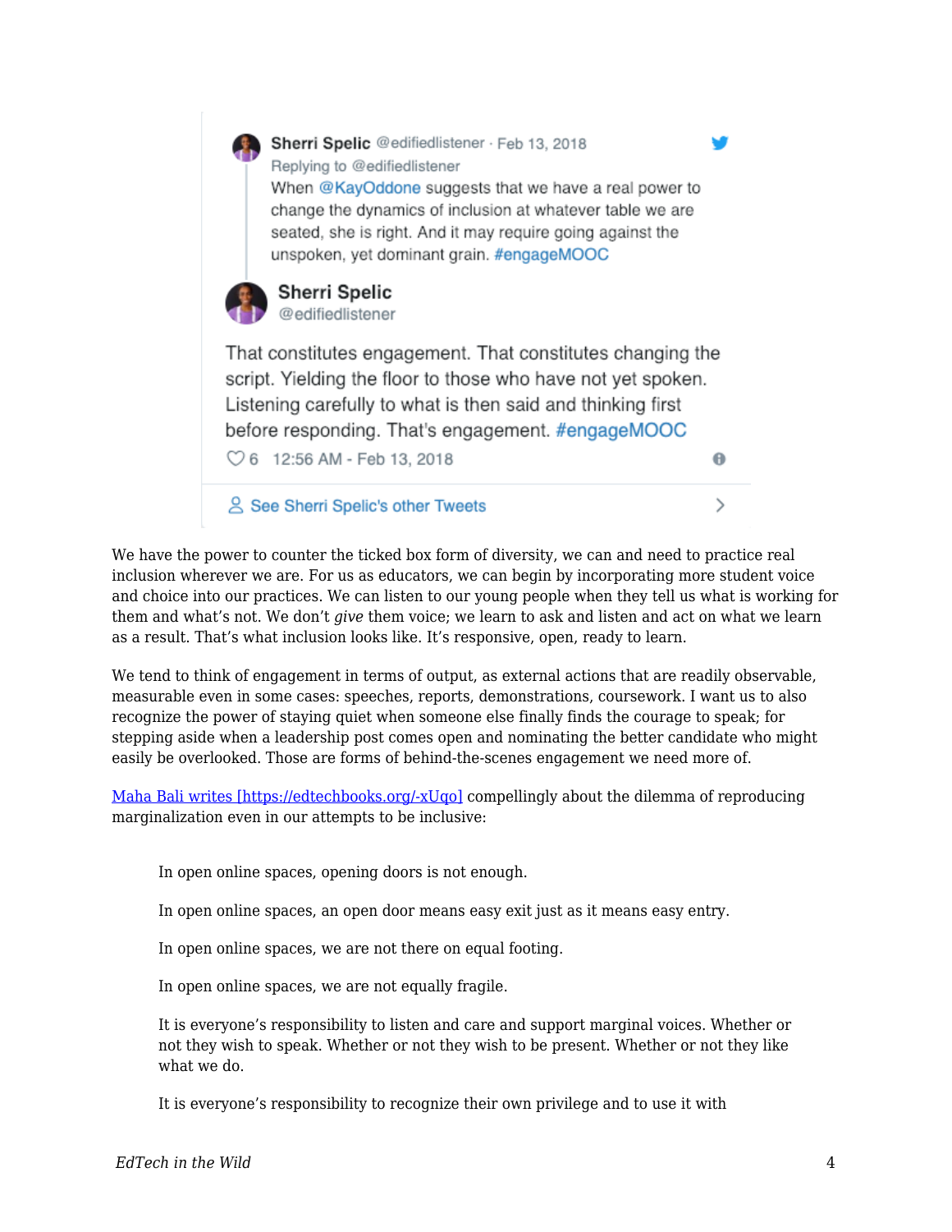Sherri Spelic @edifiedlistener · Feb 13, 2018
Replying to @edifiedlistener
When @KayOddone suggests that we have a real power to change the dynamics of inclusion at whatever table we are seated, she is right. And it may require going against the unspoken, yet dominant grain. #engageMOOC

Sherri Spelic
@edifiedlistener

That constitutes engagement. That constitutes changing the script. Yielding the floor to those who have not yet spoken. Listening carefully to what is then said and thinking first before responding. That's engagement. #engageMOOC

6 12:56 AM - Feb 13, 2018

See Sherri Spelic's other Tweets

We have the power to counter the ticked box form of diversity, we can and need to practice real inclusion wherever we are. For us as educators, we can begin by incorporating more student voice and choice into our practices. We can listen to our young people when they tell us what is working for them and what's not. We don't *give* them voice; we learn to ask and listen and act on what we learn as a result. That's what inclusion looks like. It's responsive, open, ready to learn.

We tend to think of engagement in terms of output, as external actions that are readily observable, measurable even in some cases: speeches, reports, demonstrations, coursework. I want us to also recognize the power of staying quiet when someone else finally finds the courage to speak; for stepping aside when a leadership post comes open and nominating the better candidate who might easily be overlooked. Those are forms of behind-the-scenes engagement we need more of.

[Maha Bali writes [https://edtechbooks.org/-xUqo]](https://edtechbooks.org/-xUqo) compellingly about the dilemma of reproducing marginalization even in our attempts to be inclusive:

> In open online spaces, opening doors is not enough.
>
> In open online spaces, an open door means easy exit just as it means easy entry.
>
> In open online spaces, we are not there on equal footing.
>
> In open online spaces, we are not equally fragile.
>
> It is everyone's responsibility to listen and care and support marginal voices. Whether or not they wish to speak. Whether or not they wish to be present. Whether or not they like what we do.
>
> It is everyone's responsibility to recognize their own privilege and to use it with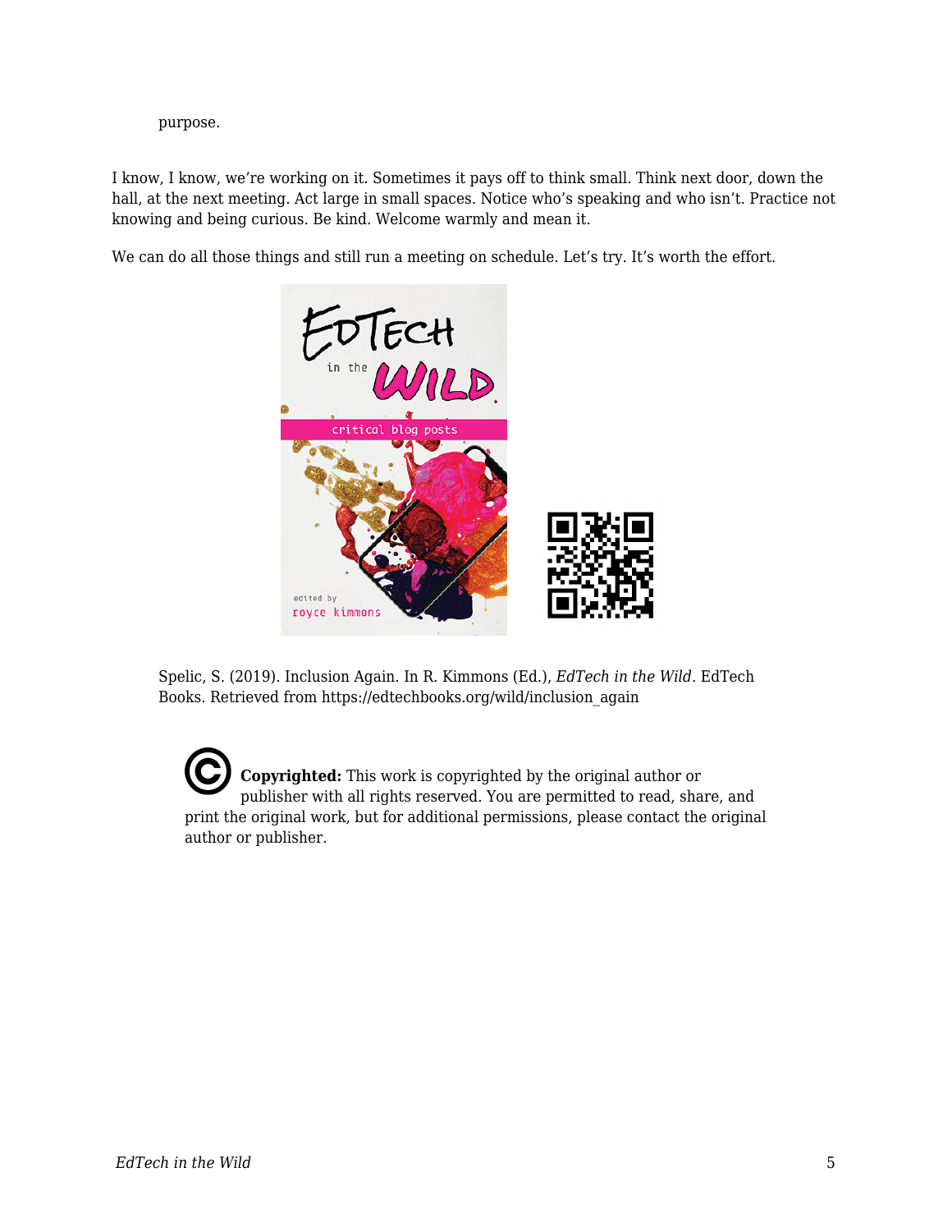purpose.

I know, I know, we're working on it. Sometimes it pays off to think small. Think next door, down the hall, at the next meeting. Act large in small spaces. Notice who's speaking and who isn't. Practice not knowing and being curious. Be kind. Welcome warmly and mean it.

We can do all those things and still run a meeting on schedule. Let's try. It's worth the effort.

Spelic, S. (2019). Inclusion Again. In R. Kimmons (Ed.), *EdTech in the Wild*. EdTech Books. Retrieved from https://edtechbooks.org/wild/inclusion_again

**Copyrighted:** This work is copyrighted by the original author or publisher with all rights reserved. You are permitted to read, share, and print the original work, but for additional permissions, please contact the original author or publisher.